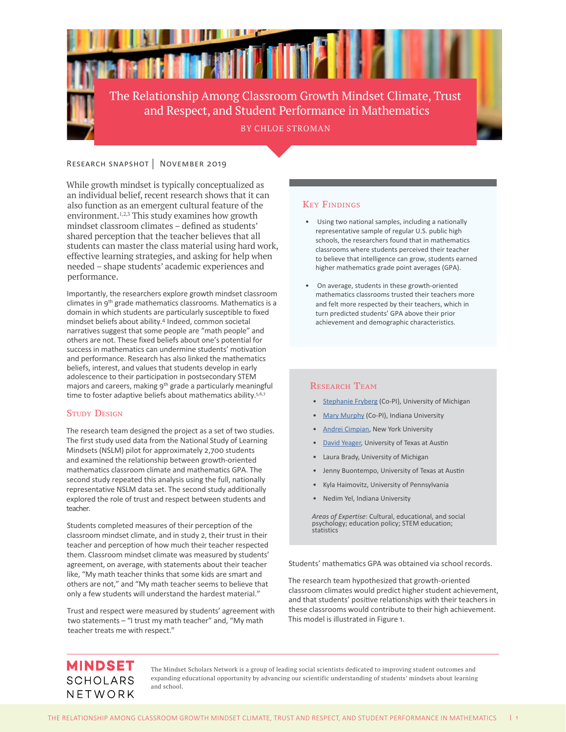# The Relationship Among Classroom Growth Mindset Climate, Trust and Respect, and Student Performance in Mathematics

BY CHLOE STROMAN

RESEARCH SNAPSHOT | NOVEMBER 2019

While growth mindset is typically conceptualized as an individual belief, recent research shows that it can also function as an emergent cultural feature of the environment.[1,2,3] This study examines how growth mindset classroom climates – defined as students' shared perception that the teacher believes that all students can master the class material using hard work, effective learning strategies, and asking for help when needed – shape students' academic experiences and performance.

Importantly, the researchers explore growth mindset classroom climates in 9th grade mathematics classrooms. Mathematics is a domain in which students are particularly susceptible to fixed mindset beliefs about ability.[4] Indeed, common societal narratives suggest that some people are "math people" and others are not. These fixed beliefs about one's potential for success in mathematics can undermine students' motivation and performance. Research has also linked the mathematics beliefs, interest, and values that students develop in early adolescence to their participation in postsecondary STEM majors and careers, making 9th grade a particularly meaningful time to foster adaptive beliefs about mathematics ability.[5,6,7]

## Study Design

The research team designed the project as a set of two studies. The first study used data from the National Study of Learning Mindsets (NSLM) pilot for approximately 2,700 students and examined the relationship between growth-oriented mathematics classroom climate and mathematics GPA. The second study repeated this analysis using the full, nationally representative NSLM data set. The second study additionally explored the role of trust and respect between students and teacher.

Students completed measures of their perception of the classroom mindset climate, and in study 2, their trust in their teacher and perception of how much their teacher respected them. Classroom mindset climate was measured by students' agreement, on average, with statements about their teacher like, "My math teacher thinks that some kids are smart and others are not," and "My math teacher seems to believe that only a few students will understand the hardest material."

Trust and respect were measured by students' agreement with two statements – "I trust my math teacher" and, "My math teacher treats me with respect."

## Key Findings

- Using two national samples, including a nationally representative sample of regular U.S. public high schools, the researchers found that in mathematics classrooms where students perceived their teacher to believe that intelligence can grow, students earned higher mathematics grade point averages (GPA).
- On average, students in these growth-oriented mathematics classrooms trusted their teachers more and felt more respected by their teachers, which in turn predicted students' GPA above their prior achievement and demographic characteristics.

## Research Team

- Stephanie Fryberg (Co-PI), University of Michigan
- Mary Murphy (Co-PI), Indiana University
- Andrei Cimpian, New York University
- David Yeager, University of Texas at Austin
- Laura Brady, University of Michigan
- Jenny Buontempo, University of Texas at Austin
- Kyla Haimovitz, University of Pennsylvania
- Nedim Yel, Indiana University

*Areas of Expertise*: Cultural, educational, and social psychology; education policy; STEM education; statistics

Students' mathematics GPA was obtained via school records.

The research team hypothesized that growth-oriented classroom climates would predict higher student achievement, and that students' positive relationships with their teachers in these classrooms would contribute to their high achievement. This model is illustrated in Figure 1.

**MINDSET SCHOLARS NETWORK**

The Mindset Scholars Network is a group of leading social scientists dedicated to improving student outcomes and expanding educational opportunity by advancing our scientific understanding of students' mindsets about learning and school.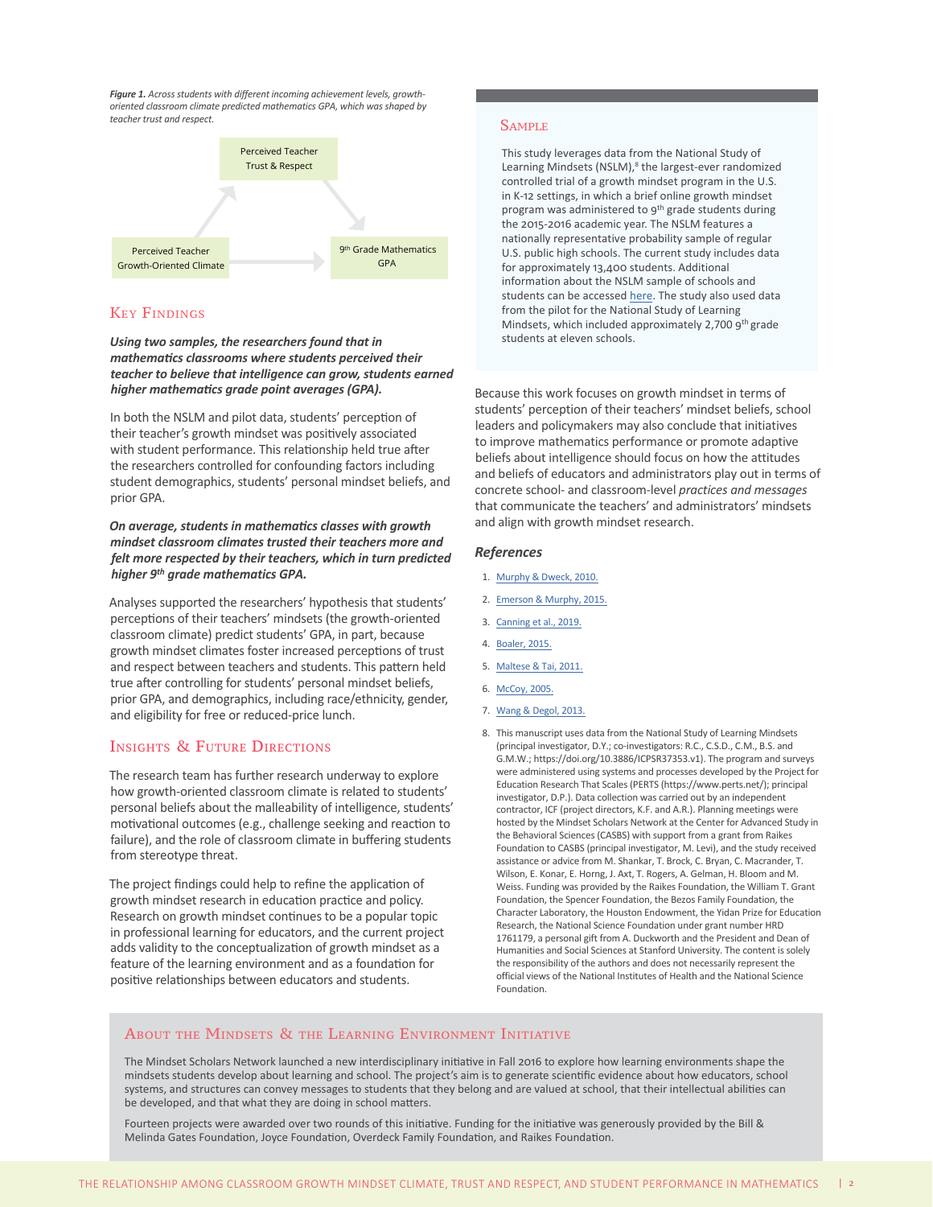*Figure 1. Across students with different incoming achievement levels, growth-oriented classroom climate predicted mathematics GPA, which was shaped by teacher trust and respect.*

Perceived Teacher Trust & Respect

Perceived Teacher Growth-Oriented Climate

9th Grade Mathematics GPA

## Key Findings

***Using two samples, the researchers found that in mathematics classrooms where students perceived their teacher to believe that intelligence can grow, students earned higher mathematics grade point averages (GPA).***

In both the NSLM and pilot data, students' perception of their teacher's growth mindset was positively associated with student performance. This relationship held true after the researchers controlled for confounding factors including student demographics, students' personal mindset beliefs, and prior GPA.

***On average, students in mathematics classes with growth mindset classroom climates trusted their teachers more and felt more respected by their teachers, which in turn predicted higher 9th grade mathematics GPA.***

Analyses supported the researchers' hypothesis that students' perceptions of their teachers' mindsets (the growth-oriented classroom climate) predict students' GPA, in part, because growth mindset climates foster increased perceptions of trust and respect between teachers and students. This pattern held true after controlling for students' personal mindset beliefs, prior GPA, and demographics, including race/ethnicity, gender, and eligibility for free or reduced-price lunch.

## Insights & Future Directions

The research team has further research underway to explore how growth-oriented classroom climate is related to students' personal beliefs about the malleability of intelligence, students' motivational outcomes (e.g., challenge seeking and reaction to failure), and the role of classroom climate in buffering students from stereotype threat.

The project findings could help to refine the application of growth mindset research in education practice and policy. Research on growth mindset continues to be a popular topic in professional learning for educators, and the current project adds validity to the conceptualization of growth mindset as a feature of the learning environment and as a foundation for positive relationships between educators and students.

## Sample

This study leverages data from the National Study of Learning Mindsets (NSLM),[8] the largest-ever randomized controlled trial of a growth mindset program in the U.S. in K-12 settings, in which a brief online growth mindset program was administered to 9th grade students during the 2015-2016 academic year. The NSLM features a nationally representative probability sample of regular U.S. public high schools. The current study includes data for approximately 13,400 students. Additional information about the NSLM sample of schools and students can be accessed here. The study also used data from the pilot for the National Study of Learning Mindsets, which included approximately 2,700 9th grade students at eleven schools.

Because this work focuses on growth mindset in terms of students' perception of their teachers' mindset beliefs, school leaders and policymakers may also conclude that initiatives to improve mathematics performance or promote adaptive beliefs about intelligence should focus on how the attitudes and beliefs of educators and administrators play out in terms of concrete school- and classroom-level *practices and messages* that communicate the teachers' and administrators' mindsets and align with growth mindset research.

### References

1. Murphy & Dweck, 2010.
2. Emerson & Murphy, 2015.
3. Canning et al., 2019.
4. Boaler, 2015.
5. Maltese & Tai, 2011.
6. McCoy, 2005.
7. Wang & Degol, 2013.
8. This manuscript uses data from the National Study of Learning Mindsets (principal investigator, D.Y.; co-investigators: R.C., C.S.D., C.M., B.S. and G.M.W.; https://doi.org/10.3886/ICPSR37353.v1). The program and surveys were administered using systems and processes developed by the Project for Education Research That Scales (PERTS (https://www.perts.net/); principal investigator, D.P.). Data collection was carried out by an independent contractor, ICF (project directors, K.F. and A.R.). Planning meetings were hosted by the Mindset Scholars Network at the Center for Advanced Study in the Behavioral Sciences (CASBS) with support from a grant from Raikes Foundation to CASBS (principal investigator, M. Levi), and the study received assistance or advice from M. Shankar, T. Brock, C. Bryan, C. Macrander, T. Wilson, E. Konar, E. Horng, J. Axt, T. Rogers, A. Gelman, H. Bloom and M. Weiss. Funding was provided by the Raikes Foundation, the William T. Grant Foundation, the Spencer Foundation, the Bezos Family Foundation, the Character Laboratory, the Houston Endowment, the Yidan Prize for Education Research, the National Science Foundation under grant number HRD 1761179, a personal gift from A. Duckworth and the President and Dean of Humanities and Social Sciences at Stanford University. The content is solely the responsibility of the authors and does not necessarily represent the official views of the National Institutes of Health and the National Science Foundation.

## About the Mindsets & the Learning Environment Initiative

The Mindset Scholars Network launched a new interdisciplinary initiative in Fall 2016 to explore how learning environments shape the mindsets students develop about learning and school. The project's aim is to generate scientific evidence about how educators, school systems, and structures can convey messages to students that they belong and are valued at school, that their intellectual abilities can be developed, and that what they are doing in school matters.

Fourteen projects were awarded over two rounds of this initiative. Funding for the initiative was generously provided by the Bill & Melinda Gates Foundation, Joyce Foundation, Overdeck Family Foundation, and Raikes Foundation.